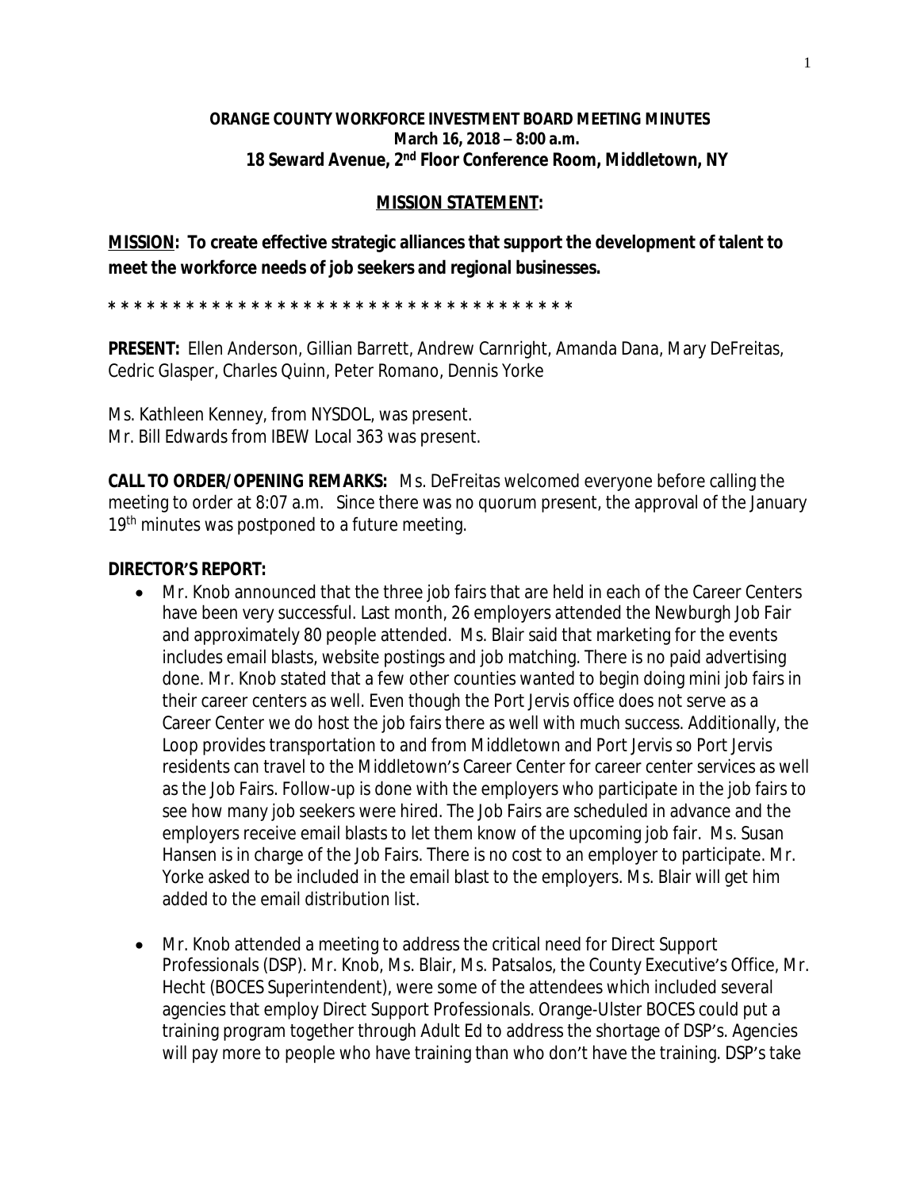**ORANGE COUNTY WORKFORCE INVESTMENT BOARD MEETING MINUTES**
**March 16, 2018 – 8:00 a.m.**
**18 Seward Avenue, 2nd Floor Conference Room, Middletown, NY**

**MISSION STATEMENT:**

**MISSION: To create effective strategic alliances that support the development of talent to meet the workforce needs of job seekers and regional businesses.**

* * * * * * * * * * * * * * * * * * * * * * * * * * * * * * * * * * * * *

**PRESENT:** Ellen Anderson, Gillian Barrett, Andrew Carnright, Amanda Dana, Mary DeFreitas, Cedric Glasper, Charles Quinn, Peter Romano, Dennis Yorke

Ms. Kathleen Kenney, from NYSDOL, was present.
Mr. Bill Edwards from IBEW Local 363 was present.

**CALL TO ORDER/OPENING REMARKS:** Ms. DeFreitas welcomed everyone before calling the meeting to order at 8:07 a.m. Since there was no quorum present, the approval of the January 19th minutes was postponed to a future meeting.

**DIRECTOR'S REPORT:**

- Mr. Knob announced that the three job fairs that are held in each of the Career Centers have been very successful. Last month, 26 employers attended the Newburgh Job Fair and approximately 80 people attended. Ms. Blair said that marketing for the events includes email blasts, website postings and job matching. There is no paid advertising done. Mr. Knob stated that a few other counties wanted to begin doing mini job fairs in their career centers as well. Even though the Port Jervis office does not serve as a Career Center we do host the job fairs there as well with much success. Additionally, the Loop provides transportation to and from Middletown and Port Jervis so Port Jervis residents can travel to the Middletown's Career Center for career center services as well as the Job Fairs. Follow-up is done with the employers who participate in the job fairs to see how many job seekers were hired. The Job Fairs are scheduled in advance and the employers receive email blasts to let them know of the upcoming job fair. Ms. Susan Hansen is in charge of the Job Fairs. There is no cost to an employer to participate. Mr. Yorke asked to be included in the email blast to the employers. Ms. Blair will get him added to the email distribution list.

- Mr. Knob attended a meeting to address the critical need for Direct Support Professionals (DSP). Mr. Knob, Ms. Blair, Ms. Patsalos, the County Executive's Office, Mr. Hecht (BOCES Superintendent), were some of the attendees which included several agencies that employ Direct Support Professionals. Orange-Ulster BOCES could put a training program together through Adult Ed to address the shortage of DSP's. Agencies will pay more to people who have training than who don't have the training. DSP's take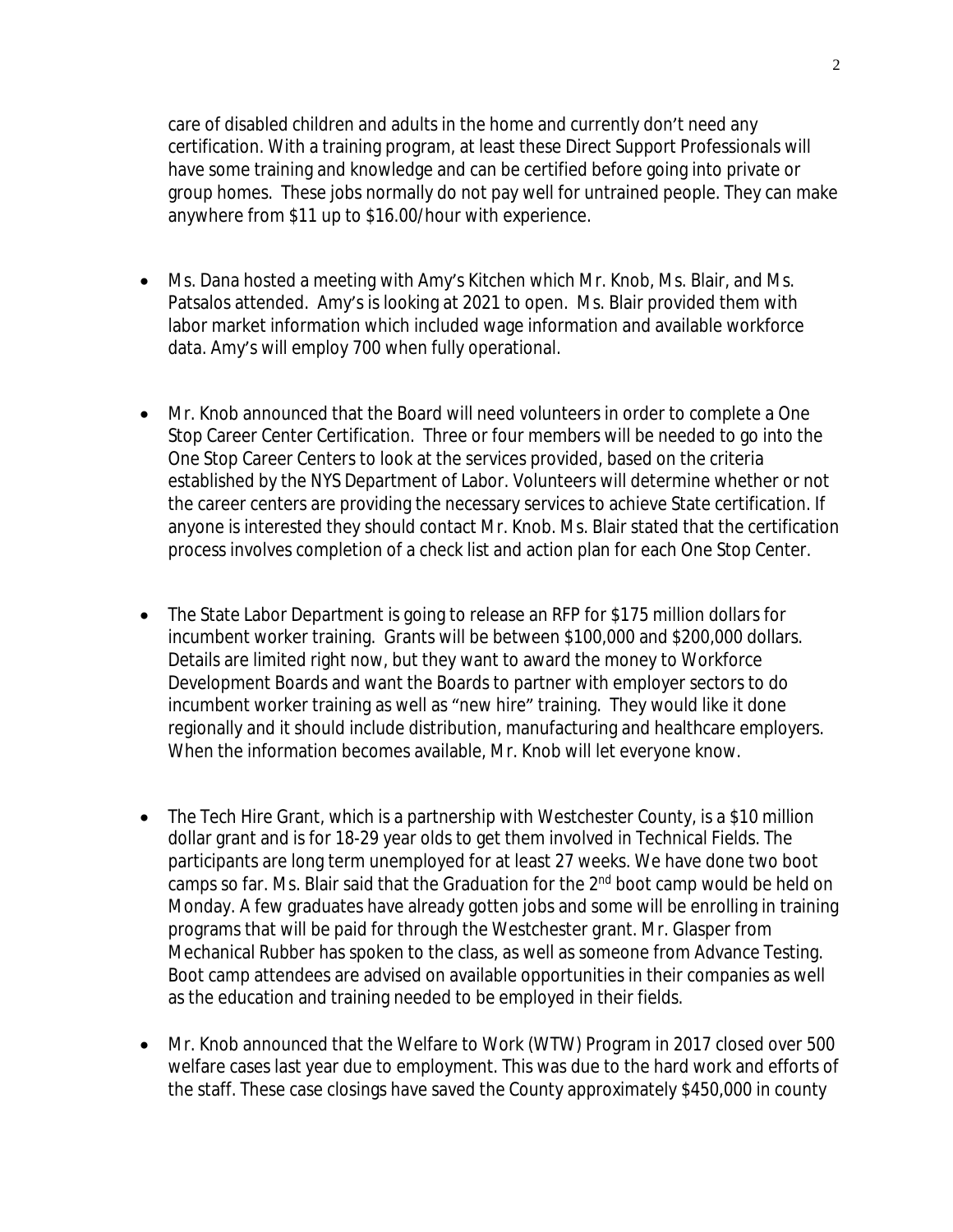care of disabled children and adults in the home and currently don't need any certification. With a training program, at least these Direct Support Professionals will have some training and knowledge and can be certified before going into private or group homes. These jobs normally do not pay well for untrained people. They can make anywhere from $11 up to $16.00/hour with experience.

- Ms. Dana hosted a meeting with Amy's Kitchen which Mr. Knob, Ms. Blair, and Ms. Patsalos attended. Amy's is looking at 2021 to open. Ms. Blair provided them with labor market information which included wage information and available workforce data. Amy's will employ 700 when fully operational.

- Mr. Knob announced that the Board will need volunteers in order to complete a One Stop Career Center Certification. Three or four members will be needed to go into the One Stop Career Centers to look at the services provided, based on the criteria established by the NYS Department of Labor. Volunteers will determine whether or not the career centers are providing the necessary services to achieve State certification. If anyone is interested they should contact Mr. Knob. Ms. Blair stated that the certification process involves completion of a check list and action plan for each One Stop Center.

- The State Labor Department is going to release an RFP for $175 million dollars for incumbent worker training. Grants will be between $100,000 and $200,000 dollars. Details are limited right now, but they want to award the money to Workforce Development Boards and want the Boards to partner with employer sectors to do incumbent worker training as well as "new hire" training. They would like it done regionally and it should include distribution, manufacturing and healthcare employers. When the information becomes available, Mr. Knob will let everyone know.

- The Tech Hire Grant, which is a partnership with Westchester County, is a $10 million dollar grant and is for 18-29 year olds to get them involved in Technical Fields. The participants are long term unemployed for at least 27 weeks. We have done two boot camps so far. Ms. Blair said that the Graduation for the 2nd boot camp would be held on Monday. A few graduates have already gotten jobs and some will be enrolling in training programs that will be paid for through the Westchester grant. Mr. Glasper from Mechanical Rubber has spoken to the class, as well as someone from Advance Testing. Boot camp attendees are advised on available opportunities in their companies as well as the education and training needed to be employed in their fields.

- Mr. Knob announced that the Welfare to Work (WTW) Program in 2017 closed over 500 welfare cases last year due to employment. This was due to the hard work and efforts of the staff. These case closings have saved the County approximately $450,000 in county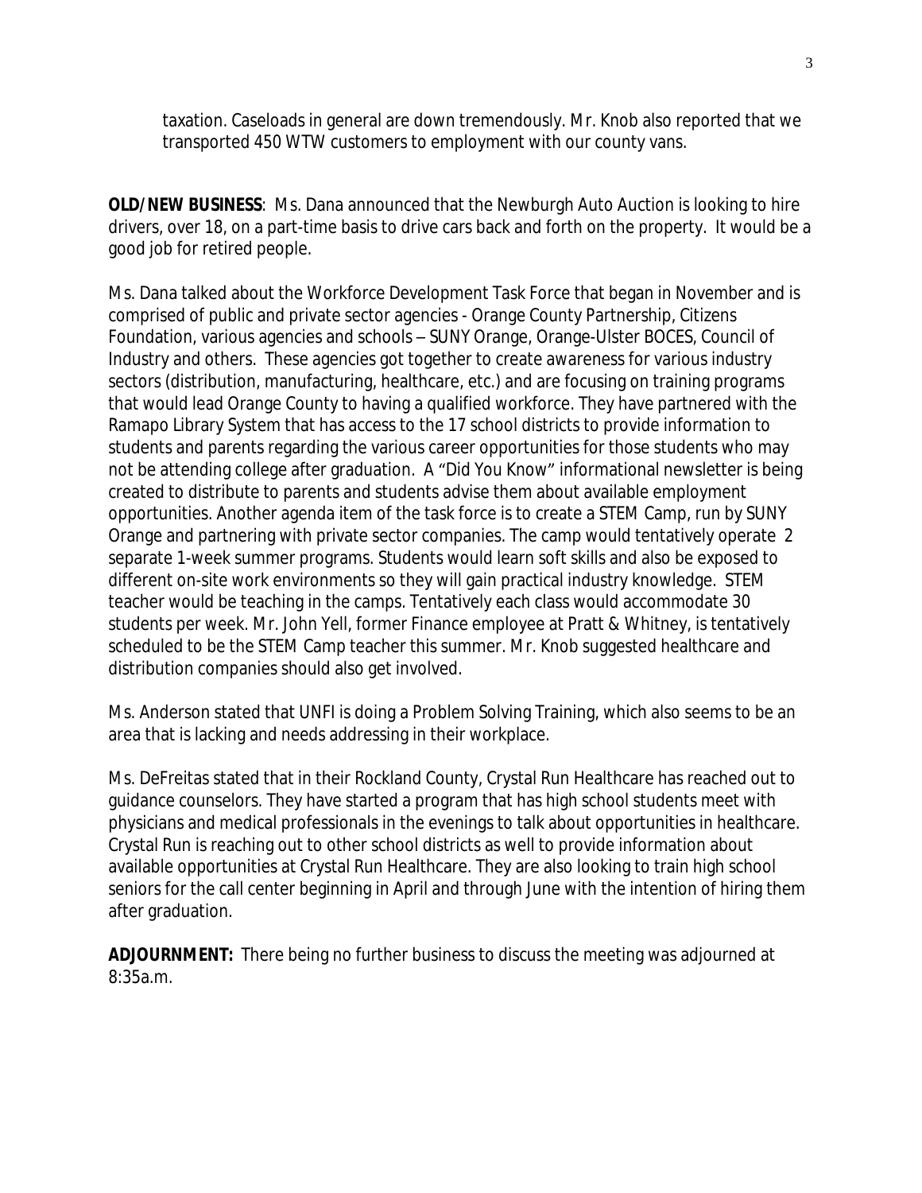taxation. Caseloads in general are down tremendously. Mr. Knob also reported that we transported 450 WTW customers to employment with our county vans.

**OLD/NEW BUSINESS**: Ms. Dana announced that the Newburgh Auto Auction is looking to hire drivers, over 18, on a part-time basis to drive cars back and forth on the property. It would be a good job for retired people.

Ms. Dana talked about the Workforce Development Task Force that began in November and is comprised of public and private sector agencies - Orange County Partnership, Citizens Foundation, various agencies and schools – SUNY Orange, Orange-Ulster BOCES, Council of Industry and others. These agencies got together to create awareness for various industry sectors (distribution, manufacturing, healthcare, etc.) and are focusing on training programs that would lead Orange County to having a qualified workforce. They have partnered with the Ramapo Library System that has access to the 17 school districts to provide information to students and parents regarding the various career opportunities for those students who may not be attending college after graduation. A "Did You Know" informational newsletter is being created to distribute to parents and students advise them about available employment opportunities. Another agenda item of the task force is to create a STEM Camp, run by SUNY Orange and partnering with private sector companies. The camp would tentatively operate 2 separate 1-week summer programs. Students would learn soft skills and also be exposed to different on-site work environments so they will gain practical industry knowledge. STEM teacher would be teaching in the camps. Tentatively each class would accommodate 30 students per week. Mr. John Yell, former Finance employee at Pratt & Whitney, is tentatively scheduled to be the STEM Camp teacher this summer. Mr. Knob suggested healthcare and distribution companies should also get involved.

Ms. Anderson stated that UNFI is doing a Problem Solving Training, which also seems to be an area that is lacking and needs addressing in their workplace.

Ms. DeFreitas stated that in their Rockland County, Crystal Run Healthcare has reached out to guidance counselors. They have started a program that has high school students meet with physicians and medical professionals in the evenings to talk about opportunities in healthcare. Crystal Run is reaching out to other school districts as well to provide information about available opportunities at Crystal Run Healthcare. They are also looking to train high school seniors for the call center beginning in April and through June with the intention of hiring them after graduation.

**ADJOURNMENT:** There being no further business to discuss the meeting was adjourned at 8:35a.m.